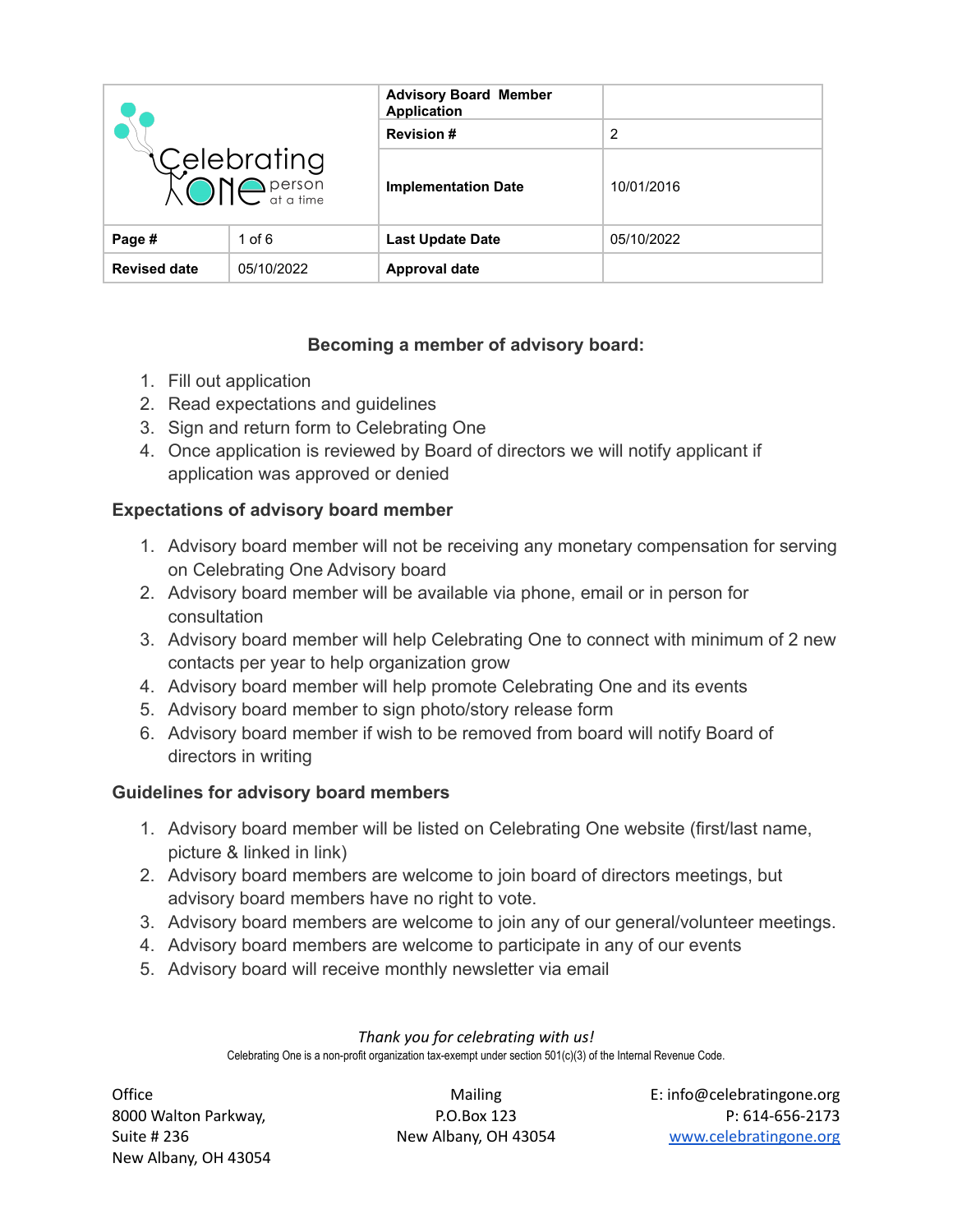| Celebrating One person at a time | | Advisory Board Member Application | |
|---|---|---|---|
| | | Revision # | 2 |
| | | Implementation Date | 10/01/2016 |
| Page # | 1 of 6 | Last Update Date | 05/10/2022 |
| Revised date | 05/10/2022 | Approval date | |

### Becoming a member of advisory board:

1. Fill out application
2. Read expectations and guidelines
3. Sign and return form to Celebrating One
4. Once application is reviewed by Board of directors we will notify applicant if application was approved or denied

### Expectations of advisory board member

1. Advisory board member will not be receiving any monetary compensation for serving on Celebrating One Advisory board
2. Advisory board member will be available via phone, email or in person for consultation
3. Advisory board member will help Celebrating One to connect with minimum of 2 new contacts per year to help organization grow
4. Advisory board member will help promote Celebrating One and its events
5. Advisory board member to sign photo/story release form
6. Advisory board member if wish to be removed from board will notify Board of directors in writing

### Guidelines for advisory board members

1. Advisory board member will be listed on Celebrating One website (first/last name, picture & linked in link)
2. Advisory board members are welcome to join board of directors meetings, but advisory board members have no right to vote.
3. Advisory board members are welcome to join any of our general/volunteer meetings.
4. Advisory board members are welcome to participate in any of our events
5. Advisory board will receive monthly newsletter via email

*Thank you for celebrating with us!*

Celebrating One is a non-profit organization tax-exempt under section 501(c)(3) of the Internal Revenue Code.

Office
8000 Walton Parkway,
Suite # 236
New Albany, OH 43054

Mailing
P.O.Box 123
New Albany, OH 43054

E: info@celebratingone.org
P: 614-656-2173
www.celebratingone.org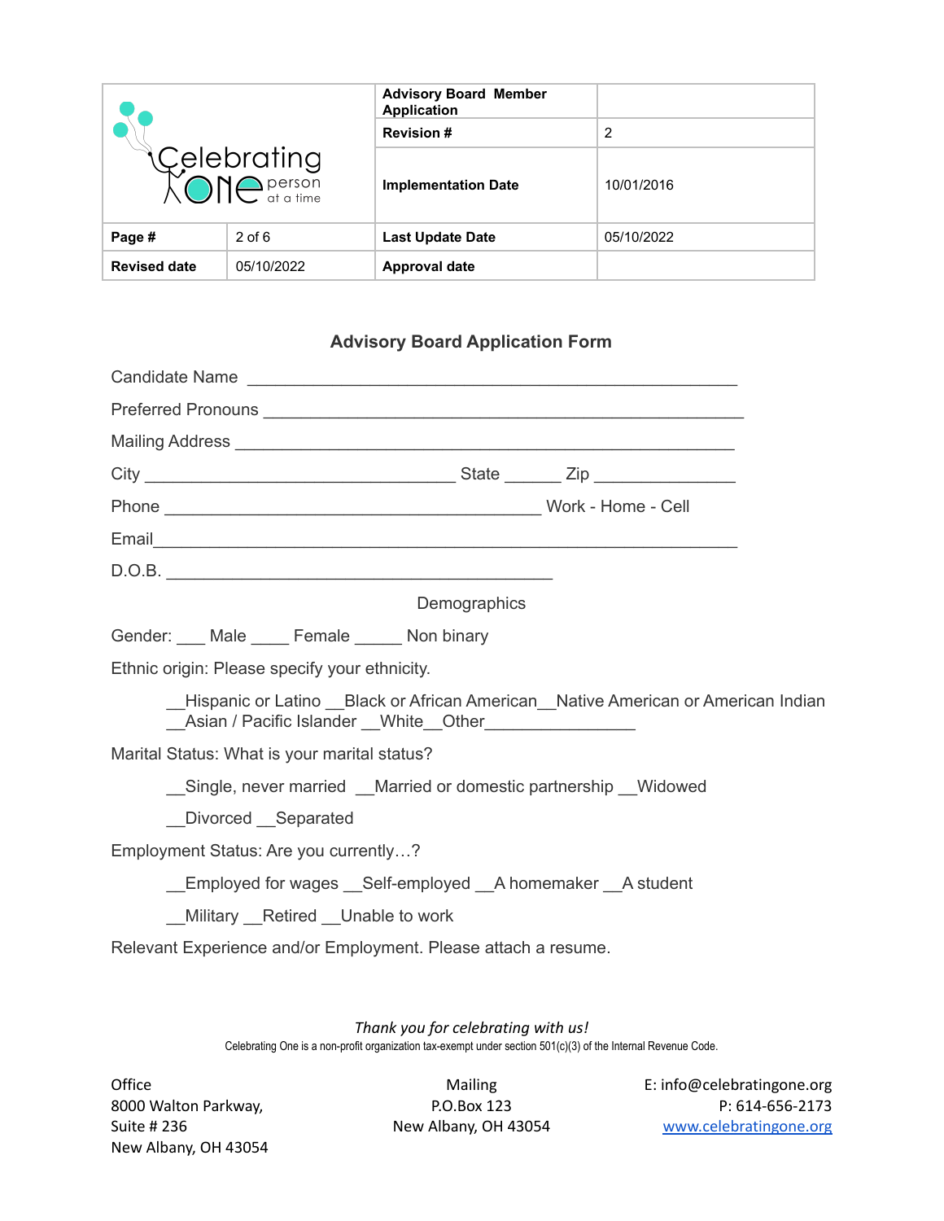| Celebrating One person at a time | | Advisory Board Member Application | |
|---|---|---|---|
| | | Revision # | 2 |
| | | Implementation Date | 10/01/2016 |
| **Page #** | 2 of 6 | **Last Update Date** | 05/10/2022 |
| **Revised date** | 05/10/2022 | **Approval date** | |

## Advisory Board Application Form

Candidate Name ___________________________________________________

Preferred Pronouns ___________________________________________________

Mailing Address ___________________________________________________

City ___________________________________ State ______ Zip _______________

Phone ___________________________________________ Work - Home - Cell

Email_________________________________________________________________

D.O.B. ____________________________________________

Demographics

Gender: ___ Male ____ Female _____ Non binary

Ethnic origin: Please specify your ethnicity.

__Hispanic or Latino __Black or African American__Native American or American Indian
__Asian / Pacific Islander __White__Other________________

Marital Status: What is your marital status?

__Single, never married __Married or domestic partnership __Widowed

__Divorced __Separated

Employment Status: Are you currently…?

__Employed for wages __Self-employed __A homemaker __A student

__Military __Retired __Unable to work

Relevant Experience and/or Employment. Please attach a resume.

*Thank you for celebrating with us!*

Celebrating One is a non-profit organization tax-exempt under section 501(c)(3) of the Internal Revenue Code.

Office
8000 Walton Parkway,
Suite # 236
New Albany, OH 43054

Mailing
P.O.Box 123
New Albany, OH 43054

E: info@celebratingone.org
P: 614-656-2173
www.celebratingone.org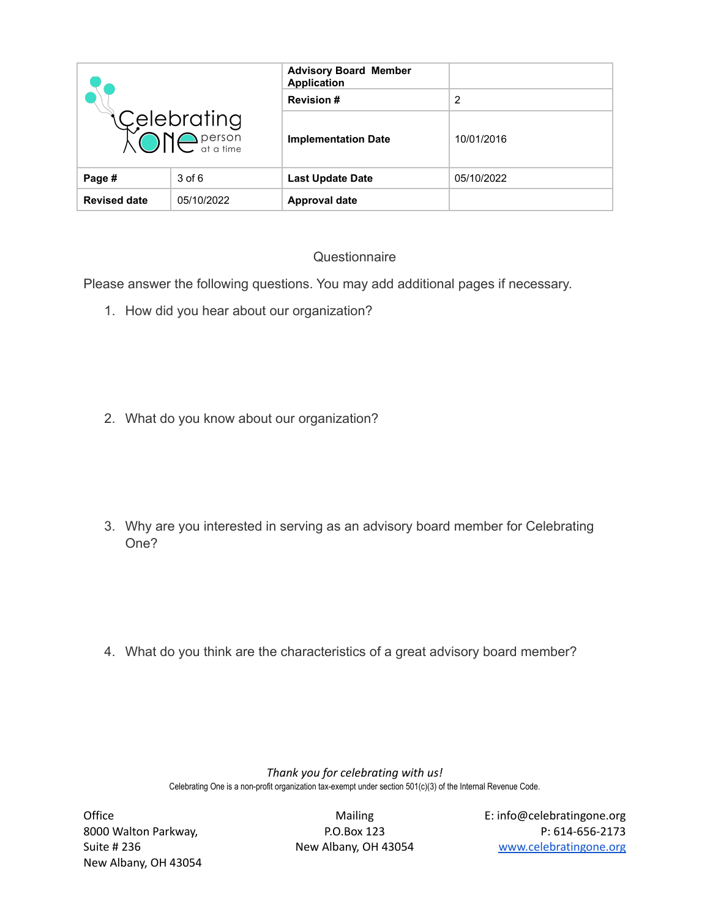| Celebrating One person at a time | | Advisory Board Member Application | |
|---|---|---|---|
| | | Revision # | 2 |
| | | Implementation Date | 10/01/2016 |
| Page # | 3 of 6 | Last Update Date | 05/10/2022 |
| Revised date | 05/10/2022 | Approval date | |

## Questionnaire

Please answer the following questions. You may add additional pages if necessary.

1. How did you hear about our organization?

2. What do you know about our organization?

3. Why are you interested in serving as an advisory board member for Celebrating One?

4. What do you think are the characteristics of a great advisory board member?

*Thank you for celebrating with us!*

Celebrating One is a non-profit organization tax-exempt under section 501(c)(3) of the Internal Revenue Code.

Office
8000 Walton Parkway,
Suite # 236
New Albany, OH 43054

Mailing
P.O.Box 123
New Albany, OH 43054

E: info@celebratingone.org
P: 614-656-2173
www.celebratingone.org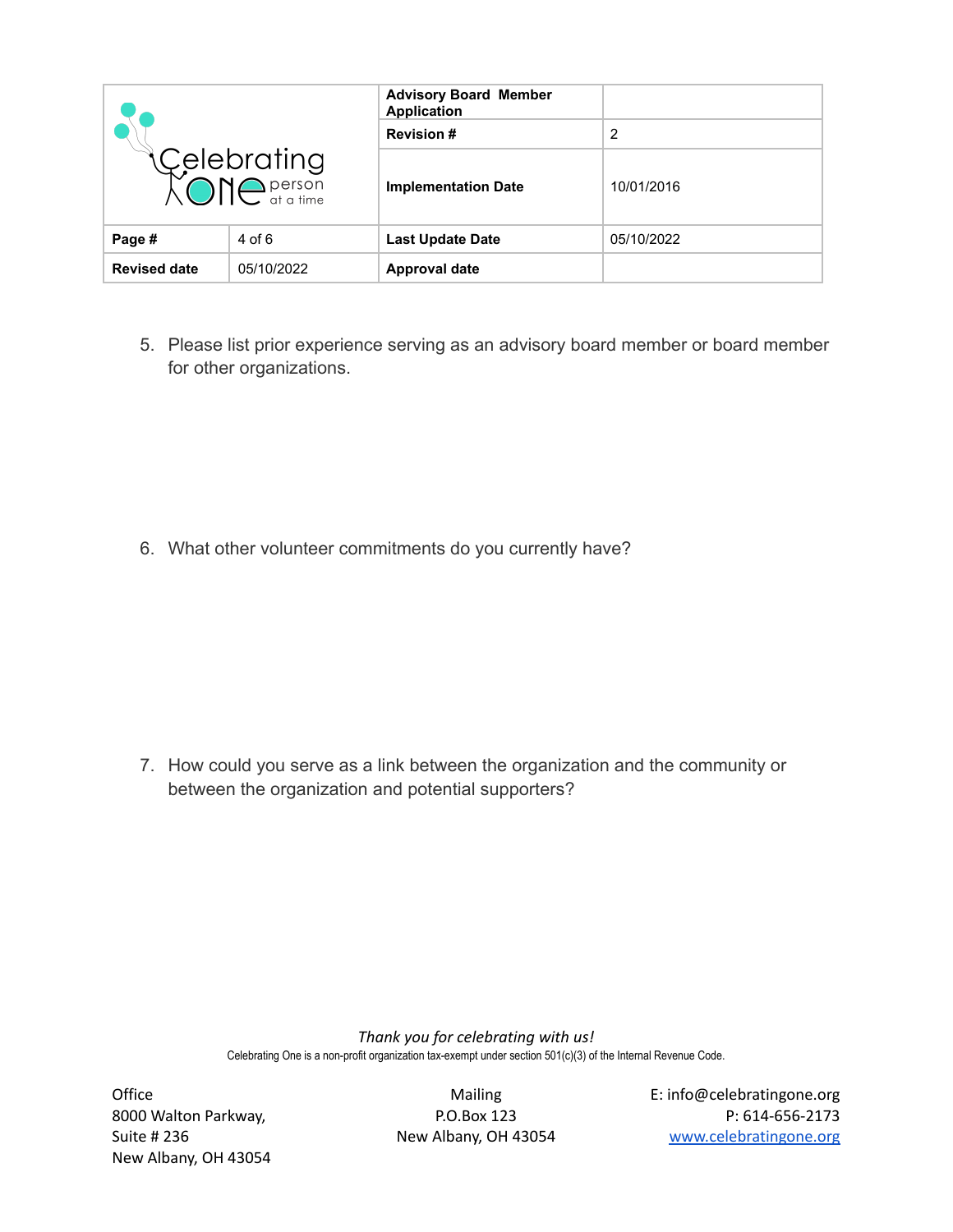5. Please list prior experience serving as an advisory board member or board member for other organizations.

6. What other volunteer commitments do you currently have?

7. How could you serve as a link between the organization and the community or between the organization and potential supporters?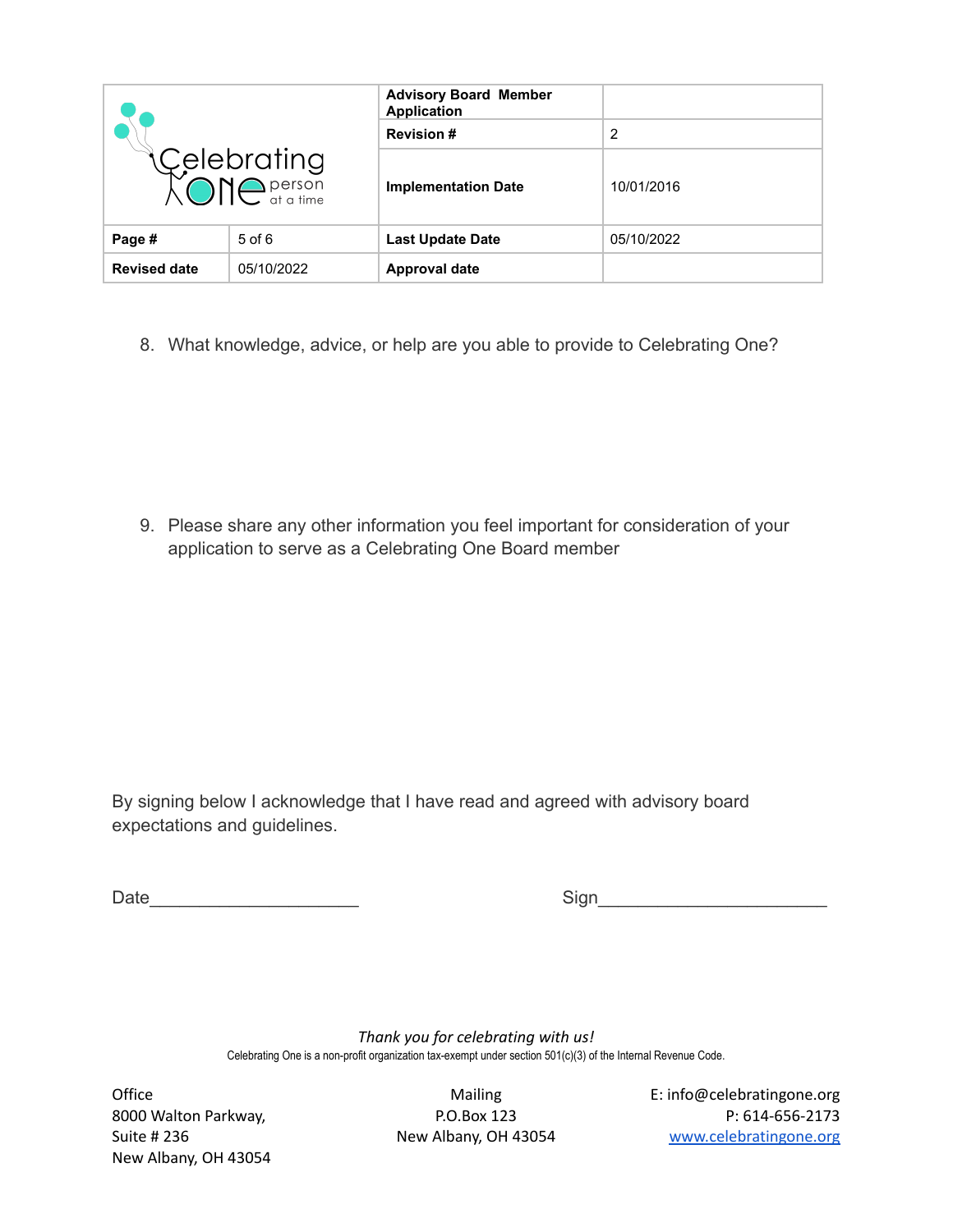| Celebrating One person at a time | | Advisory Board Member Application | |
|---|---|---|---|
| | | Revision # | 2 |
| | | Implementation Date | 10/01/2016 |
| **Page #** | 5 of 6 | **Last Update Date** | 05/10/2022 |
| **Revised date** | 05/10/2022 | **Approval date** | |

8. What knowledge, advice, or help are you able to provide to Celebrating One?

9. Please share any other information you feel important for consideration of your application to serve as a Celebrating One Board member

By signing below I acknowledge that I have read and agreed with advisory board expectations and guidelines.

Date_____________________ Sign______________________

*Thank you for celebrating with us!*

Celebrating One is a non-profit organization tax-exempt under section 501(c)(3) of the Internal Revenue Code.

Office
8000 Walton Parkway,
Suite # 236
New Albany, OH 43054

Mailing
P.O.Box 123
New Albany, OH 43054

E: info@celebratingone.org
P: 614-656-2173
www.celebratingone.org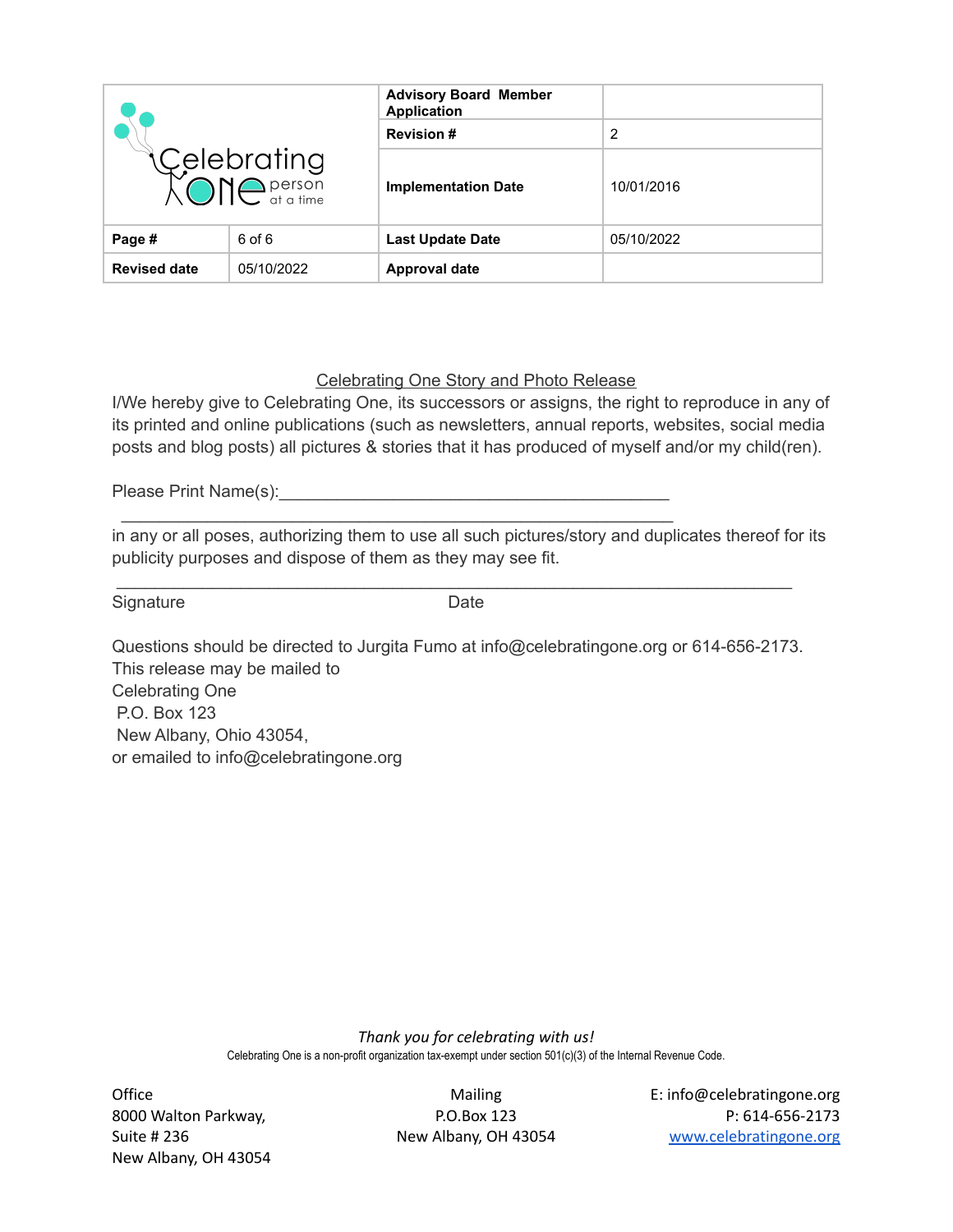| | | | |
|---|---|---|---|
| Celebrating One person at a time | | **Advisory Board Member Application** | |
| | | **Revision #** | 2 |
| | | **Implementation Date** | 10/01/2016 |
| **Page #** | 6 of 6 | **Last Update Date** | 05/10/2022 |
| **Revised date** | 05/10/2022 | **Approval date** | |

Celebrating One Story and Photo Release

I/We hereby give to Celebrating One, its successors or assigns, the right to reproduce in any of its printed and online publications (such as newsletters, annual reports, websites, social media posts and blog posts) all pictures & stories that it has produced of myself and/or my child(ren).

Please Print Name(s):___________________________________________

___________________________________________________________

in any or all poses, authorizing them to use all such pictures/story and duplicates thereof for its publicity purposes and dispose of them as they may see fit.

___________________________________________________________________________

Signature Date

Questions should be directed to Jurgita Fumo at info@celebratingone.org or 614-656-2173.
This release may be mailed to
Celebrating One
P.O. Box 123
New Albany, Ohio 43054,
or emailed to info@celebratingone.org

*Thank you for celebrating with us!*

Celebrating One is a non-profit organization tax-exempt under section 501(c)(3) of the Internal Revenue Code.

Office
8000 Walton Parkway,
Suite # 236
New Albany, OH 43054

Mailing
P.O.Box 123
New Albany, OH 43054

E: info@celebratingone.org
P: 614-656-2173
www.celebratingone.org